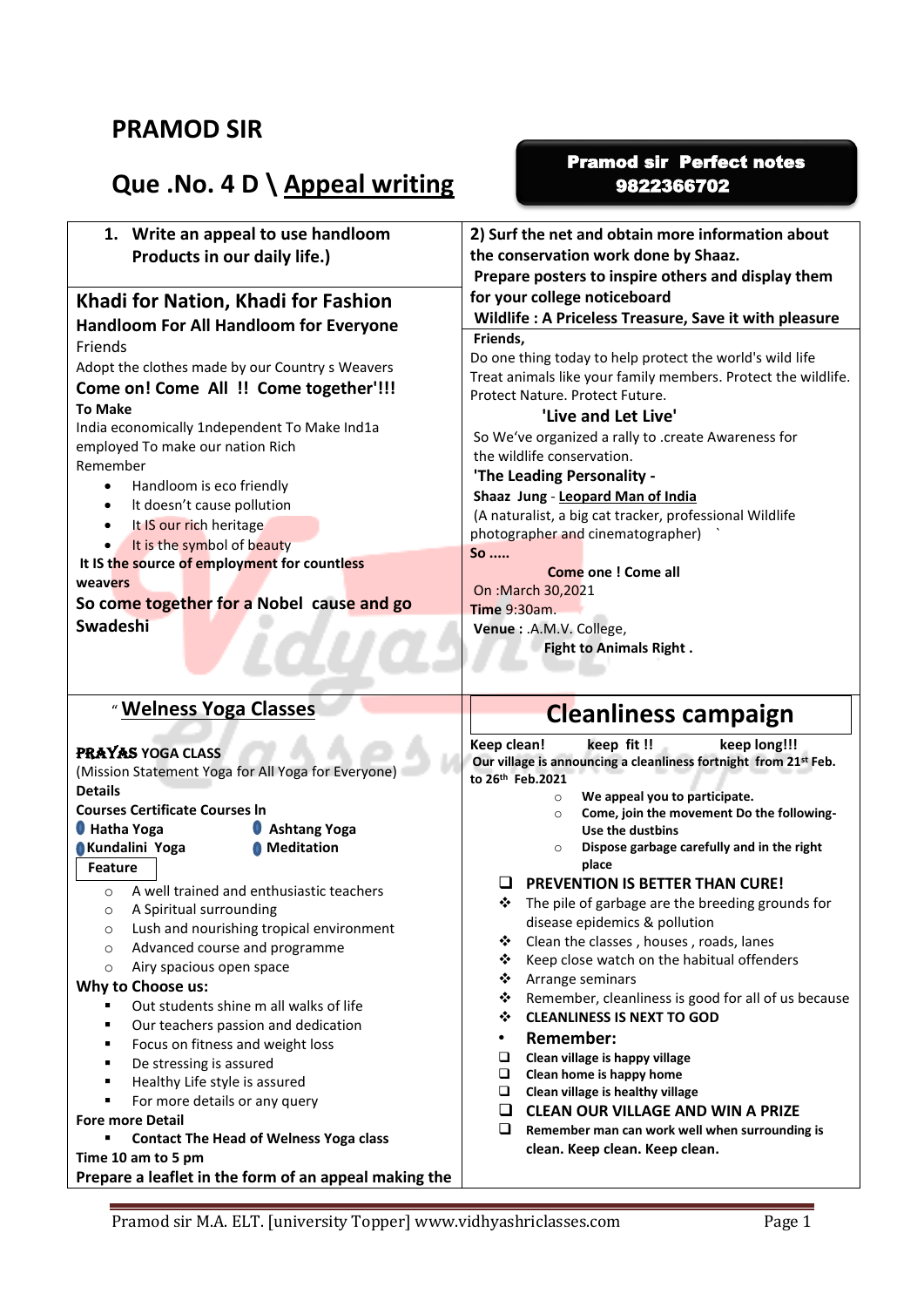# PRAMOD SIR

## Que .No. 4 D \ Appeal writing

**Pramod sir Perfect notes 9822366702**

1. **Write an appeal to use handloom Products in our daily life.)**

## Khadi for Nation, Khadi for Fashion

### Handloom For All Handloom for Everyone

Friends

Adopt the clothes made by our Country s Weavers

**Come on! Come All !! Come together'!!!**

**To Make**

India economically 1ndependent To Make Ind1a employed To make our nation Rich

Remember

- Handloom is eco friendly
- It doesn't cause pollution
- It IS our rich heritage
- It is the symbol of beauty

**It IS the source of employment for countless weavers**

**So come together for a Nobel cause and go Swadeshi**

**2) Surf the net and obtain more information about the conservation work done by Shaaz. Prepare posters to inspire others and display them for your college noticeboard**

**Wildlife : A Priceless Treasure, Save it with pleasure**

**Friends,**

Do one thing today to help protect the world's wild life Treat animals like your family members. Protect the wildlife. Protect Nature. Protect Future.

**'Live and Let Live'**

So We've organized a rally to .create Awareness for the wildlife conservation.

**'The Leading Personality -**

**Shaaz Jung** - **Leopard Man of India**

(A naturalist, a big cat tracker, professional Wildlife photographer and cinematographer) `

**So .....**

**Come one ! Come all**

On :March 30,2021

**Time** 9:30am.

**Venue :** .A.M.V. College,

**Fight to Animals Right .**

## " Welness Yoga Classes

**PRAYAS YOGA CLASS**

(Mission Statement Yoga for All Yoga for Everyone)

**Details**

**Courses Certificate Courses In**

- **Hatha Yoga**
- **Ashtang Yoga**
- **Kundalini Yoga**
- **Meditation**

**Feature**

- A well trained and enthusiastic teachers
- A Spiritual surrounding
- Lush and nourishing tropical environment
- Advanced course and programme
- Airy spacious open space

**Why to Choose us:**

- Out students shine m all walks of life
- Our teachers passion and dedication
- Focus on fitness and weight loss
- De stressing is assured
- Healthy Life style is assured
- For more details or any query

**Fore more Detail**

- **Contact The Head of Welness Yoga class**

**Time 10 am to 5 pm**

**Prepare a leaflet in the form of an appeal making the**

## Cleanliness campaign

**Keep clean! keep fit !! keep long!!!**

**Our village is announcing a cleanliness fortnight from 21st Feb. to 26th Feb.2021**

- **We appeal you to participate.**
- **Come, join the movement Do the following- Use the dustbins**
- **Dispose garbage carefully and in the right place**

**PREVENTION IS BETTER THAN CURE!**

- The pile of garbage are the breeding grounds for disease epidemics & pollution
- Clean the classes , houses , roads, lanes
- Keep close watch on the habitual offenders
- Arrange seminars
- Remember, cleanliness is good for all of us because
- **CLEANLINESS IS NEXT TO GOD**

**Remember:**

- **Clean village is happy village**
- **Clean home is happy home**
- **Clean village is healthy village**
- **CLEAN OUR VILLAGE AND WIN A PRIZE**
- **Remember man can work well when surrounding is clean. Keep clean. Keep clean.**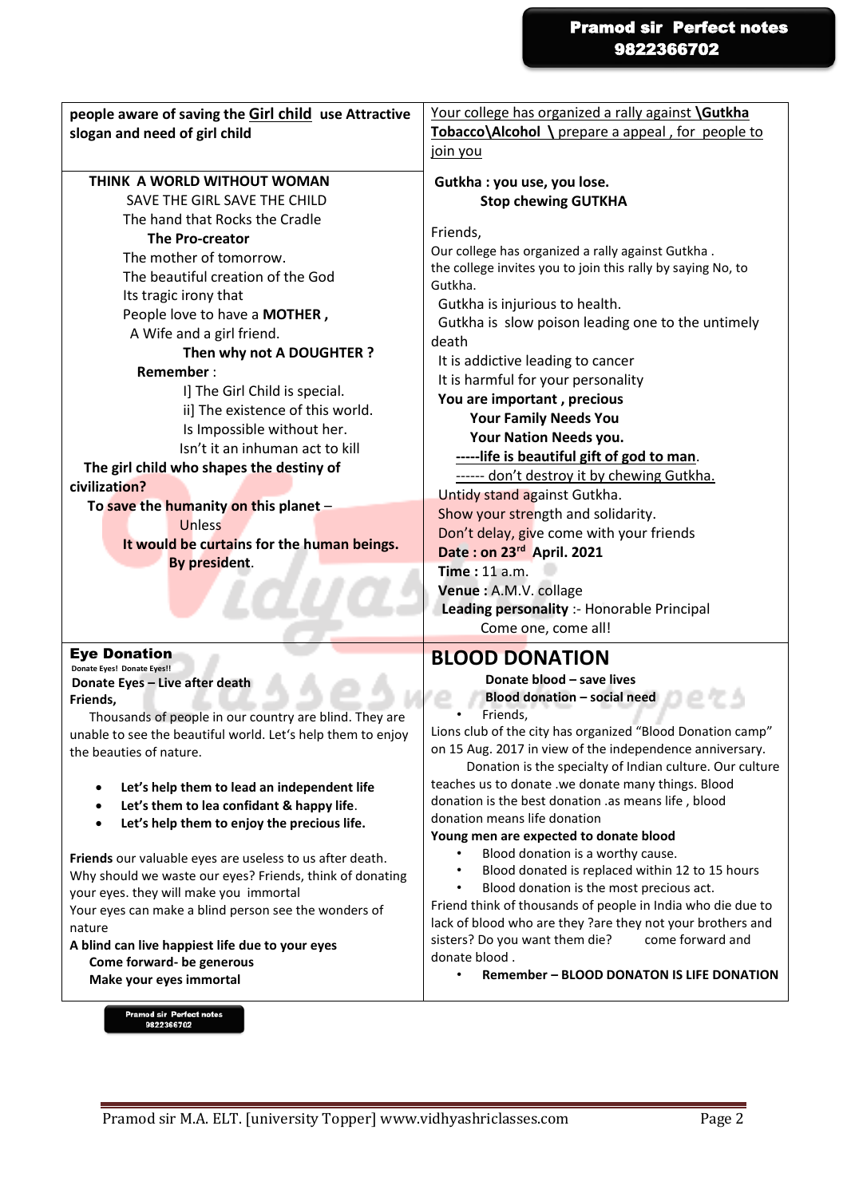**people aware of saving the <u>Girl child</u> use Attractive slogan and need of girl child**

**THINK A WORLD WITHOUT WOMAN**

SAVE THE GIRL SAVE THE CHILD

The hand that Rocks the Cradle

**The Pro-creator**

The mother of tomorrow.

The beautiful creation of the God

Its tragic irony that

People love to have a **MOTHER ,**

A Wife and a girl friend.

**Then why not A DOUGHTER ?**

**Remember** :

I] The Girl Child is special.

ii] The existence of this world.

Is Impossible without her.

Isn't it an inhuman act to kill

**The girl child who shapes the destiny of civilization?**

**To save the humanity on this planet** –

Unless

**It would be curtains for the human beings.**

**By president**.

<u>Your college has organized a rally against **\Gutkha Tobacco\Alcohol \\** prepare a appeal , for people to join you</u>

**Gutkha : you use, you lose.**

**Stop chewing GUTKHA**

Friends,

Our college has organized a rally against Gutkha .

the college invites you to join this rally by saying No, to Gutkha.

Gutkha is injurious to health.

Gutkha is slow poison leading one to the untimely death

It is addictive leading to cancer

It is harmful for your personality

**You are important , precious**

**Your Family Needs You**

**Your Nation Needs you.**

<u>**-----life is beautiful gift of god to man**</u>.

<u>------ don't destroy it by chewing Gutkha.</u>

Untidy stand against Gutkha.

Show your strength and solidarity.

Don't delay, give come with your friends

**Date : on 23rd April. 2021**

**Time :** 11 a.m.

**Venue :** A.M.V. collage

**Leading personality** :- Honorable Principal

Come one, come all!

## Eye Donation

Donate Eyes! Donate Eyes!!

**Donate Eyes – Live after death**

**Friends,**

Thousands of people in our country are blind. They are unable to see the beautiful world. Let's help them to enjoy the beauties of nature.

- **Let's help them to lead an independent life**
- **Let's them to lea confidant & happy life**.
- **Let's help them to enjoy the precious life.**

**Friends** our valuable eyes are useless to us after death. Why should we waste our eyes? Friends, think of donating your eyes. they will make you immortal

Your eyes can make a blind person see the wonders of nature

**A blind can live happiest life due to your eyes**

**Come forward- be generous**

**Make your eyes immortal**

## BLOOD DONATION

**Donate blood – save lives**

**Blood donation – social need**

- Friends,

Lions club of the city has organized "Blood Donation camp" on 15 Aug. 2017 in view of the independence anniversary.

Donation is the specialty of Indian culture. Our culture teaches us to donate .we donate many things. Blood donation is the best donation .as means life , blood donation means life donation

**Young men are expected to donate blood**

- Blood donation is a worthy cause.
- Blood donated is replaced within 12 to 15 hours
- Blood donation is the most precious act.

Friend think of thousands of people in India who die due to lack of blood who are they ?are they not your brothers and sisters? Do you want them die? come forward and donate blood .

- **Remember – BLOOD DONATON IS LIFE DONATION**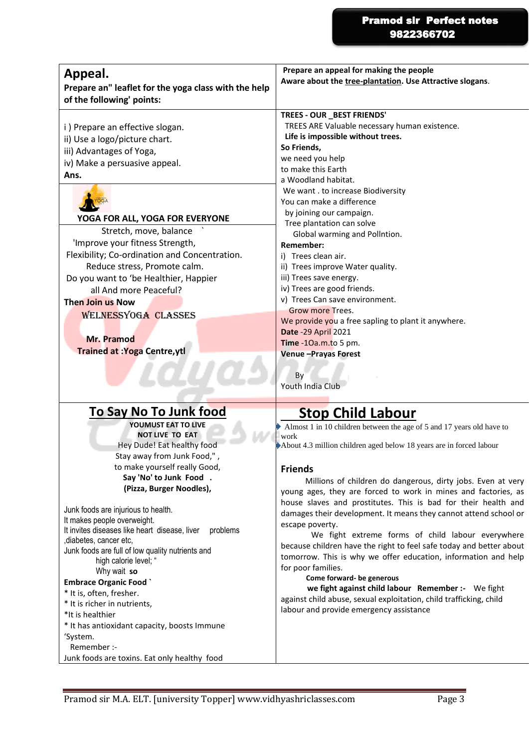## Appeal.

**Prepare an" leaflet for the yoga class with the help of the following' points:**

i ) Prepare an effective slogan.
ii) Use a logo/picture chart.
iii) Advantages of Yoga,
iv) Make a persuasive appeal.

**Ans.**

**YOGA FOR ALL, YOGA FOR EVERYONE**

Stretch, move, balance

'Improve your fitness Strength,

Flexibility; Co-ordination and Concentration.

Reduce stress, Promote calm.

Do you want to 'be Healthier, Happier

all And more Peaceful?

**Then Join us Now**

WELNESSYOGA CLASSES

**Mr. Pramod**

**Trained at :Yoga Centre,ytl**

**Prepare an appeal for making the people Aware about the tree-plantation. Use Attractive slogans.**

**TREES - OUR _BEST FRIENDS'**

TREES ARE Valuable necessary human existence.

**Life is impossible without trees.**

**So Friends,**

we need you help
to make this Earth
a Woodland habitat.
We want . to increase Biodiversity
You can make a difference
by joining our campaign.
Tree plantation can solve
Global warming and Pollntion.

**Remember:**

i) Trees clean air.
ii) Trees improve Water quality.
iii) Trees save energy.
iv) Trees are good friends.
v) Trees Can save environment.

Grow more Trees.

We provide you a free sapling to plant it anywhere.

**Date** -29 April 2021
**Time** -1Oa.m.to 5 pm.
**Venue –Prayas Forest**

By
Youth India Club

## To Say No To Junk food

**YOUMUST EAT TO LIVE**
**NOT LIVE TO EAT**

Hey Dude! Eat healthy food
Stay away from Junk Food," ,
to make yourself really Good,
**Say 'No' to Junk Food .**
**(Pizza, Burger Noodles),**

Junk foods are injurious to health.
It makes people overweight.
It invites diseases like heart disease, liver problems ,diabetes, cancer etc,
Junk foods are full of low quality nutrients and high calorie level; "
Why wait **so**

**Embrace Organic Food `**

* It is, often, fresher.
* It is richer in nutrients,
*It is healthier
* It has antioxidant capacity, boosts Immune 'System.

Remember :-
Junk foods are toxins. Eat only healthy food

## Stop Child Labour

- Almost 1 in 10 children between the age of 5 and 17 years old have to work
- About 4.3 million children aged below 18 years are in forced labour

**Friends**

Millions of children do dangerous, dirty jobs. Even at very young ages, they are forced to work in mines and factories, as house slaves and prostitutes. This is bad for their health and damages their development. It means they cannot attend school or escape poverty.

We fight extreme forms of child labour everywhere because children have the right to feel safe today and better about tomorrow. This is why we offer education, information and help for poor families.

**Come forward- be generous**

**we fight against child labour Remember :-** We fight against child abuse, sexual exploitation, child trafficking, child labour and provide emergency assistance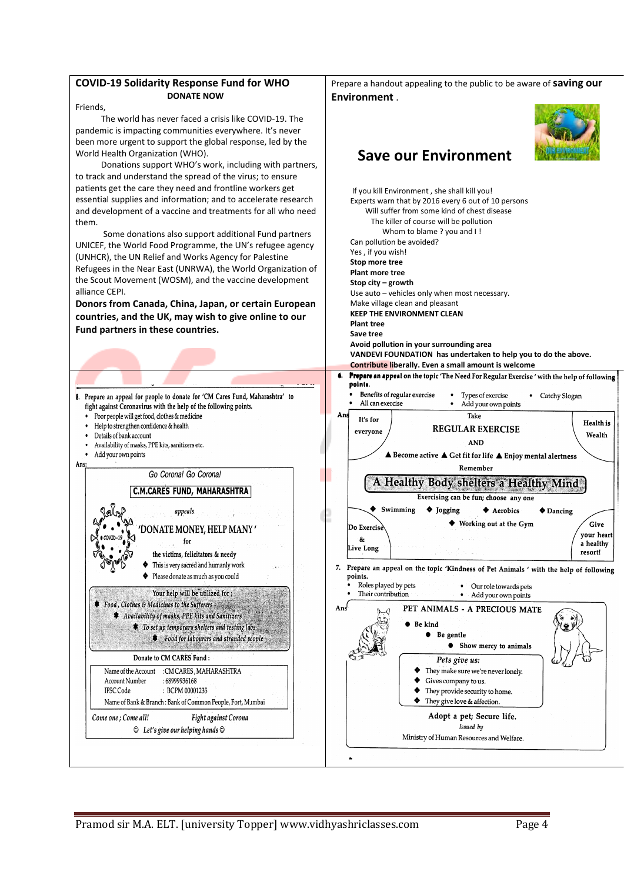## COVID-19 Solidarity Response Fund for WHO

**DONATE NOW**

Friends,

The world has never faced a crisis like COVID-19. The pandemic is impacting communities everywhere. It's never been more urgent to support the global response, led by the World Health Organization (WHO).

Donations support WHO's work, including with partners, to track and understand the spread of the virus; to ensure patients get the care they need and frontline workers get essential supplies and information; and to accelerate research and development of a vaccine and treatments for all who need them.

Some donations also support additional Fund partners UNICEF, the World Food Programme, the UN's refugee agency (UNHCR), the UN Relief and Works Agency for Palestine Refugees in the Near East (UNRWA), the World Organization of the Scout Movement (WOSM), and the vaccine development alliance CEPI.

**Donors from Canada, China, Japan, or certain European countries, and the UK, may wish to give online to our Fund partners in these countries.**

Prepare a handout appealing to the public to be aware of **saving our Environment** .

## Save our Environment

If you kill Environment , she shall kill you!
Experts warn that by 2016 every 6 out of 10 persons
Will suffer from some kind of chest disease
The killer of course will be pollution
Whom to blame ? you and I !
Can pollution be avoided?
Yes , if you wish!
**Stop more tree**
**Plant more tree**
**Stop city – growth**
Use auto – vehicles only when most necessary.
Make village clean and pleasant
**KEEP THE ENVIRONMENT CLEAN**
**Plant tree**
**Save tree**
**Avoid pollution in your surrounding area**
**VANDEVI FOUNDATION has undertaken to help you to do the above.**
**Contribute liberally. Even a small amount is welcome**

8. Prepare an appeal for people to donate for 'CM Cares Fund, Maharashtra' to fight against Coronavirus with the help of the following points.

- Poor people will get food, clothes & medicine
- Help to strengthen confidence & health
- Details of bank account
- Availability of masks, PPE kits, sanitizers etc.
- Add your own points

Ans:

Go Corona! Go Corona!

**C.M.CARES FUND, MAHARASHTRA**

appeals

'DONATE MONEY, HELP MANY'

for

the victims, felicitators & needy

- This is very sacred and humanly work
- Please donate as much as you could

Your help will be utilized for :

- *Food , Clothes & Medicines to the Sufferers*
- *Availability of masks, PPE kits and Sanitizers*
- *To set up temporary shelters and testing labs*
- *Food for labourers and stranded people*

Donate to CM CARES Fund :

Name of the Account : CM CARES , MAHARASHTRA
Account Number : 68999936168
IFSC Code : BCPM 00001235
Name of Bank & Branch : Bank of Common People, Fort, Mumbai

*Come one ; Come all!* *Fight against Corona*

☺ *Let's give our helping hands* ☺

6. **Prepare an appeal on the topic 'The Need For Regular Exercise ' with the help of following points.**

- Benefits of regular exercise
- Types of exercise
- Catchy Slogan
- All can exercise
- Add your own points

Ans

It's for everyone

Take

**REGULAR EXERCISE**

**AND**

Health is Wealth

▲ Become active ▲ Get fit for life ▲ Enjoy mental alertness

Remember

**A Healthy Body shelters a Healthy Mind**

Exercising can be fun; choose any one

- Swimming
- Jogging
- Aerobics
- Dancing
- Working out at the Gym

Do Exercise & Live Long

Give your heart a healthy resort!

7. Prepare an appeal on the topic 'Kindness of Pet Animals ' with the help of following points.

- Roles played by pets
- Our role towards pets
- Their contribution
- Add your own points

Ans

**PET ANIMALS - A PRECIOUS MATE**

- Be kind
- Be gentle
- Show mercy to animals

*Pets give us:*

- They make sure we're never lonely.
- Gives company to us.
- They provide security to home.
- They give love & affection.

**Adopt a pet; Secure life.**

*Issued by*

Ministry of Human Resources and Welfare.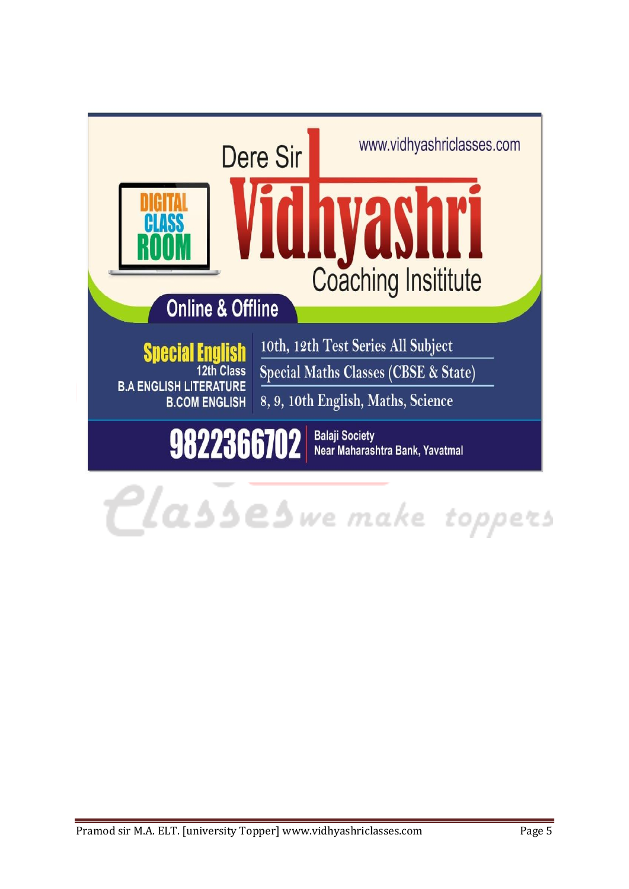Dere Sir

www.vidhyashriclasses.com

DIGITAL CLASS ROOM

# Vidhyashri

Coaching Insititute

Online & Offline

**Special English**

12th Class

B.A ENGLISH LITERATURE

B.COM ENGLISH

10th, 12th Test Series All Subject

Special Maths Classes (CBSE & State)

8, 9, 10th English, Maths, Science

**9822366702**

Balaji Society
Near Maharashtra Bank, Yavatmal

Classes we make toppers